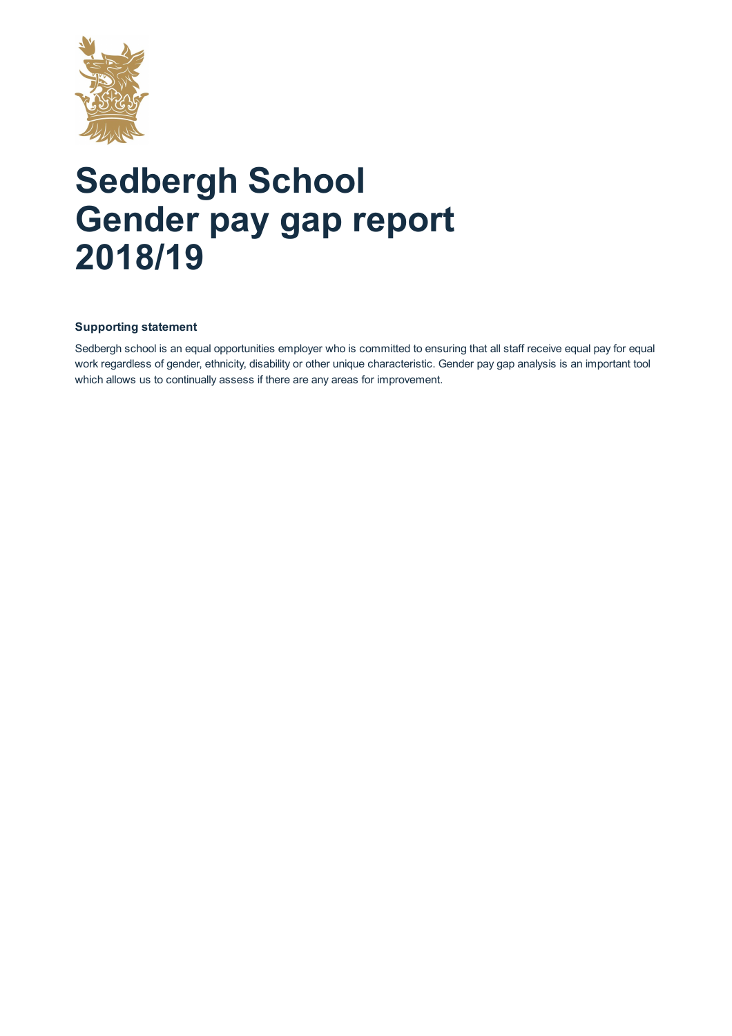# Sedbergh School
# Gender pay gap report
# 2018/19

**Supporting statement**

Sedbergh school is an equal opportunities employer who is committed to ensuring that all staff receive equal pay for equal work regardless of gender, ethnicity, disability or other unique characteristic. Gender pay gap analysis is an important tool which allows us to continually assess if there are any areas for improvement.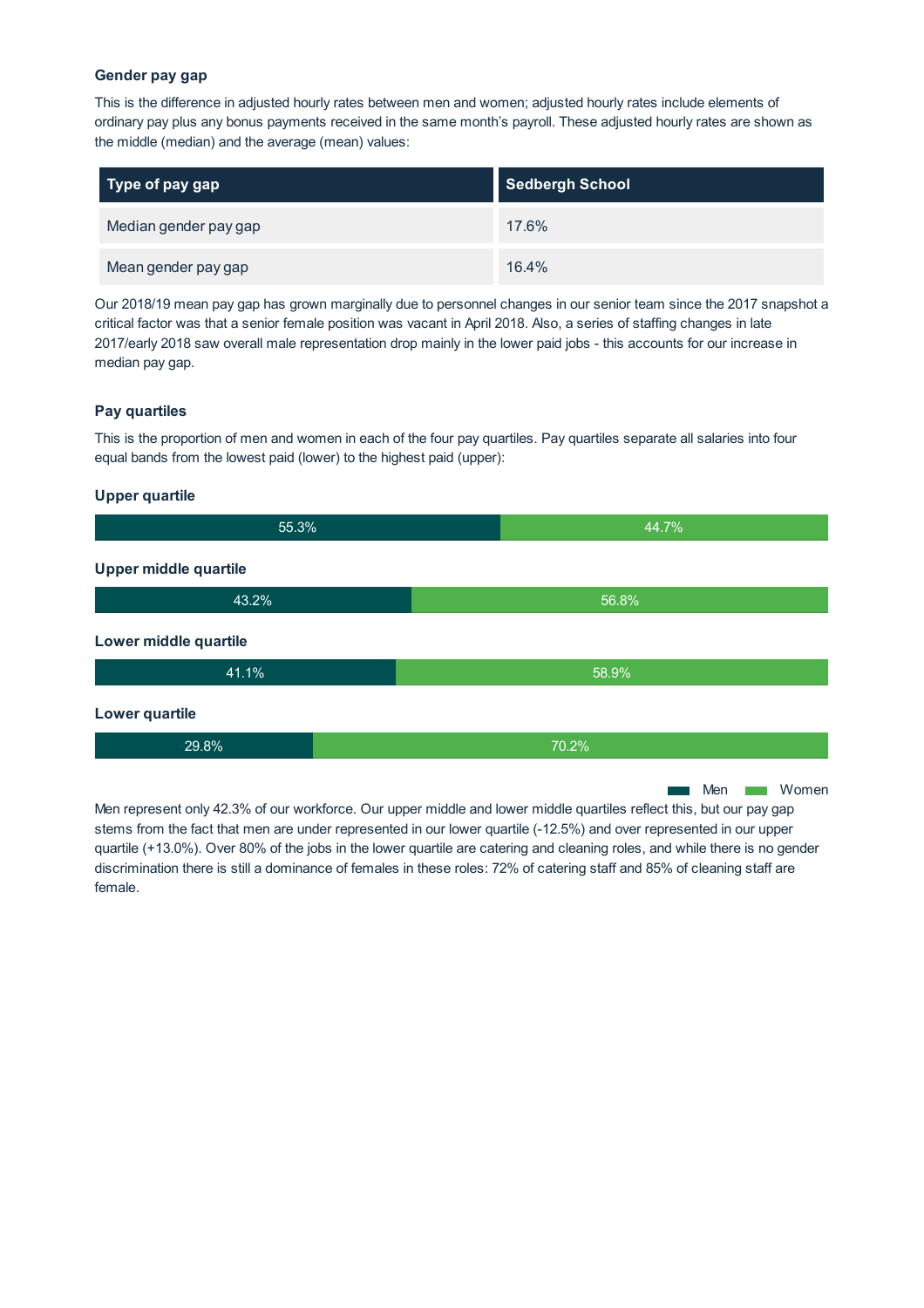### Gender pay gap

This is the difference in adjusted hourly rates between men and women; adjusted hourly rates include elements of ordinary pay plus any bonus payments received in the same month's payroll. These adjusted hourly rates are shown as the middle (median) and the average (mean) values:

| Type of pay gap | Sedbergh School |
| --- | --- |
| Median gender pay gap | 17.6% |
| Mean gender pay gap | 16.4% |

Our 2018/19 mean pay gap has grown marginally due to personnel changes in our senior team since the 2017 snapshot a critical factor was that a senior female position was vacant in April 2018. Also, a series of staffing changes in late 2017/early 2018 saw overall male representation drop mainly in the lower paid jobs - this accounts for our increase in median pay gap.

### Pay quartiles

This is the proportion of men and women in each of the four pay quartiles. Pay quartiles separate all salaries into four equal bands from the lowest paid (lower) to the highest paid (upper):

| Quartile | Men | Women |
| --- | --- | --- |
| Upper quartile | 55.3% | 44.7% |
| Upper middle quartile | 43.2% | 56.8% |
| Lower middle quartile | 41.1% | 58.9% |
| Lower quartile | 29.8% | 70.2% |

Men represent only 42.3% of our workforce. Our upper middle and lower middle quartiles reflect this, but our pay gap stems from the fact that men are under represented in our lower quartile (-12.5%) and over represented in our upper quartile (+13.0%). Over 80% of the jobs in the lower quartile are catering and cleaning roles, and while there is no gender discrimination there is still a dominance of females in these roles: 72% of catering staff and 85% of cleaning staff are female.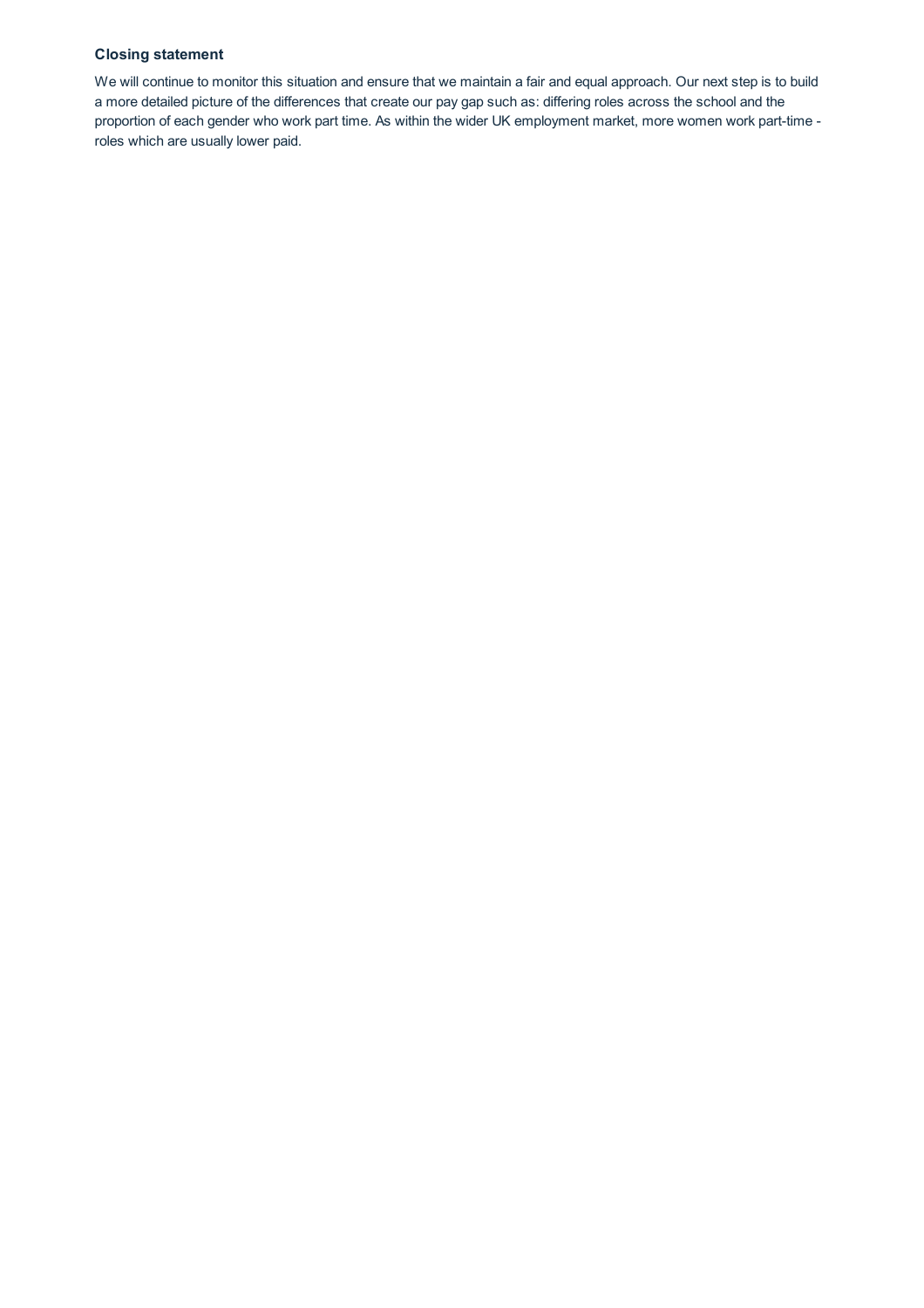### Closing statement

We will continue to monitor this situation and ensure that we maintain a fair and equal approach. Our next step is to build a more detailed picture of the differences that create our pay gap such as: differing roles across the school and the proportion of each gender who work part time. As within the wider UK employment market, more women work part-time - roles which are usually lower paid.